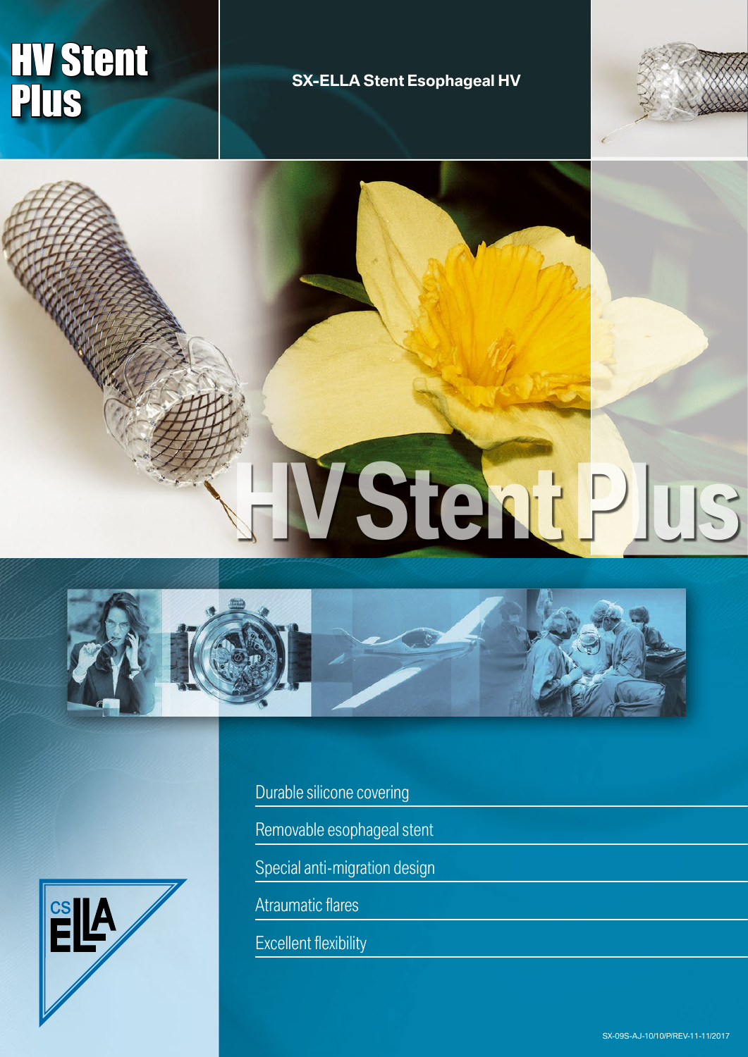# HV Stent Plus

**SX-ELLA Stent Esophageal HV**

HV Stent Plus

- Durable silicone covering
- Removable esophageal stent
- Special anti-migration design
- Atraumatic flares
- Excellent flexibility

CS ELLA

SX-09S-AJ-10/10/P/REV-11-11/2017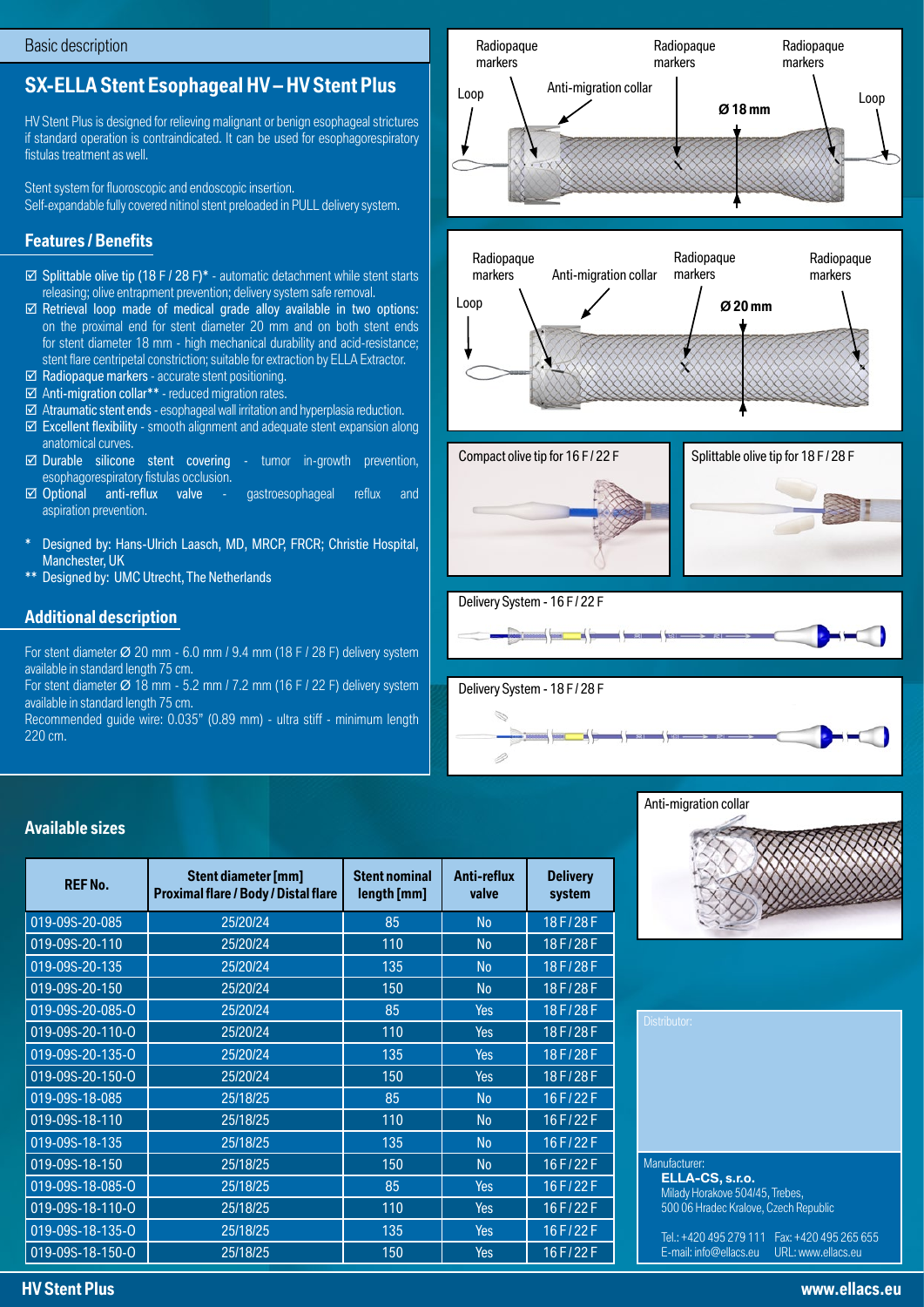Basic description

## SX-ELLA Stent Esophageal HV – HV Stent Plus

HV Stent Plus is designed for relieving malignant or benign esophageal strictures if standard operation is contraindicated. It can be used for esophagorespiratory fistulas treatment as well.

Stent system for fluoroscopic and endoscopic insertion.
Self-expandable fully covered nitinol stent preloaded in PULL delivery system.

### Features / Benefits

- ☑ Splittable olive tip (18 F / 28 F)* - automatic detachment while stent starts releasing; olive entrapment prevention; delivery system safe removal.
- ☑ Retrieval loop made of medical grade alloy available in two options: on the proximal end for stent diameter 20 mm and on both stent ends for stent diameter 18 mm - high mechanical durability and acid-resistance; stent flare centripetal constriction; suitable for extraction by ELLA Extractor.
- ☑ Radiopaque markers - accurate stent positioning.
- ☑ Anti-migration collar** - reduced migration rates.
- ☑ Atraumatic stent ends - esophageal wall irritation and hyperplasia reduction.
- ☑ Excellent flexibility - smooth alignment and adequate stent expansion along anatomical curves.
- ☑ Durable silicone stent covering - tumor in-growth prevention, esophagorespiratory fistulas occlusion.
- ☑ Optional anti-reflux valve - gastroesophageal reflux and aspiration prevention.

\* Designed by: Hans-Ulrich Laasch, MD, MRCP, FRCR; Christie Hospital, Manchester, UK
** Designed by: UMC Utrecht, The Netherlands

### Additional description

For stent diameter Ø 20 mm - 6.0 mm / 9.4 mm (18 F / 28 F) delivery system available in standard length 75 cm.
For stent diameter Ø 18 mm - 5.2 mm / 7.2 mm (16 F / 22 F) delivery system available in standard length 75 cm.
Recommended guide wire: 0.035" (0.89 mm) - ultra stiff - minimum length 220 cm.

Radiopaque markers, Loop, Anti-migration collar, Radiopaque markers, Ø 18 mm, Radiopaque markers, Loop

Radiopaque markers, Loop, Anti-migration collar, Radiopaque markers, Ø 20 mm, Radiopaque markers

Compact olive tip for 16 F / 22 F

Splittable olive tip for 18 F / 28 F

Delivery System - 16 F / 22 F

Delivery System - 18 F / 28 F

Anti-migration collar

### Available sizes

| REF No. | Stent diameter [mm] Proximal flare / Body / Distal flare | Stent nominal length [mm] | Anti-reflux valve | Delivery system |
|---|---|---|---|---|
| 019-09S-20-085 | 25/20/24 | 85 | No | 18 F / 28 F |
| 019-09S-20-110 | 25/20/24 | 110 | No | 18 F / 28 F |
| 019-09S-20-135 | 25/20/24 | 135 | No | 18 F / 28 F |
| 019-09S-20-150 | 25/20/24 | 150 | No | 18 F / 28 F |
| 019-09S-20-085-O | 25/20/24 | 85 | Yes | 18 F / 28 F |
| 019-09S-20-110-O | 25/20/24 | 110 | Yes | 18 F / 28 F |
| 019-09S-20-135-O | 25/20/24 | 135 | Yes | 18 F / 28 F |
| 019-09S-20-150-O | 25/20/24 | 150 | Yes | 18 F / 28 F |
| 019-09S-18-085 | 25/18/25 | 85 | No | 16 F / 22 F |
| 019-09S-18-110 | 25/18/25 | 110 | No | 16 F / 22 F |
| 019-09S-18-135 | 25/18/25 | 135 | No | 16 F / 22 F |
| 019-09S-18-150 | 25/18/25 | 150 | No | 16 F / 22 F |
| 019-09S-18-085-O | 25/18/25 | 85 | Yes | 16 F / 22 F |
| 019-09S-18-110-O | 25/18/25 | 110 | Yes | 16 F / 22 F |
| 019-09S-18-135-O | 25/18/25 | 135 | Yes | 16 F / 22 F |
| 019-09S-18-150-O | 25/18/25 | 150 | Yes | 16 F / 22 F |

Distributor:

Manufacturer:
**ELLA-CS, s.r.o.**
Milady Horakove 504/45, Trebes,
500 06 Hradec Kralove, Czech Republic

Tel.: +420 495 279 111 Fax: +420 495 265 655
E-mail: info@ellacs.eu URL: www.ellacs.eu